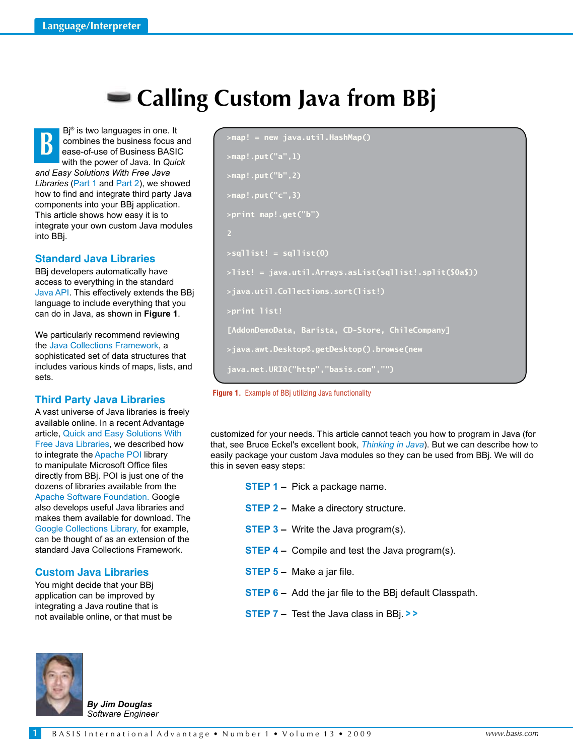# Calling Custom Java from BBj

BBj® is two languages in one. It combines the business focus and ease-of-use of Business BASIC with the power of Java. In *Quick and Easy Solutions With Free Java Libraries* (Part 1 and Part 2), we showed how to find and integrate third party Java components into your BBj application. This article shows how easy it is to integrate your own custom Java modules into BBj.

## Standard Java Libraries

BBj developers automatically have access to everything in the standard Java API. This effectively extends the BBj language to include everything that you can do in Java, as shown in **Figure 1**.

We particularly recommend reviewing the Java Collections Framework, a sophisticated set of data structures that includes various kinds of maps, lists, and sets.

```
>map! = new java.util.HashMap()
>map!.put("a",1)
>map!.put("b",2)
>map!.put("c",3)
>print map!.get("b")
2
>sqllist! = sqllist(0)
>list! = java.util.Arrays.asList(sqllist!.split($0a$))
>java.util.Collections.sort(list!)
>print list!
[AddonDemoData, Barista, CD-Store, ChileCompany]
>java.awt.Desktop@.getDesktop().browse(new
java.net.URI@("http","basis.com",""))
```

**Figure 1.** Example of BBj utilizing Java functionality

## Third Party Java Libraries

A vast universe of Java libraries is freely available online. In a recent Advantage article, Quick and Easy Solutions With Free Java Libraries, we described how to integrate the Apache POI library to manipulate Microsoft Office files directly from BBj. POI is just one of the dozens of libraries available from the Apache Software Foundation. Google also develops useful Java libraries and makes them available for download. The Google Collections Library, for example, can be thought of as an extension of the standard Java Collections Framework.

## Custom Java Libraries

You might decide that your BBj application can be improved by integrating a Java routine that is not available online, or that must be customized for your needs. This article cannot teach you how to program in Java (for that, see Bruce Eckel's excellent book, *Thinking in Java*). But we can describe how to easily package your custom Java modules so they can be used from BBj. We will do this in seven easy steps:

**STEP 1** – Pick a package name.

**STEP 2** – Make a directory structure.

**STEP 3** – Write the Java program(s).

**STEP 4** – Compile and test the Java program(s).

**STEP 5** – Make a jar file.

**STEP 6** – Add the jar file to the BBj default Classpath.

**STEP 7** – Test the Java class in BBj. >>

***By Jim Douglas***
*Software Engineer*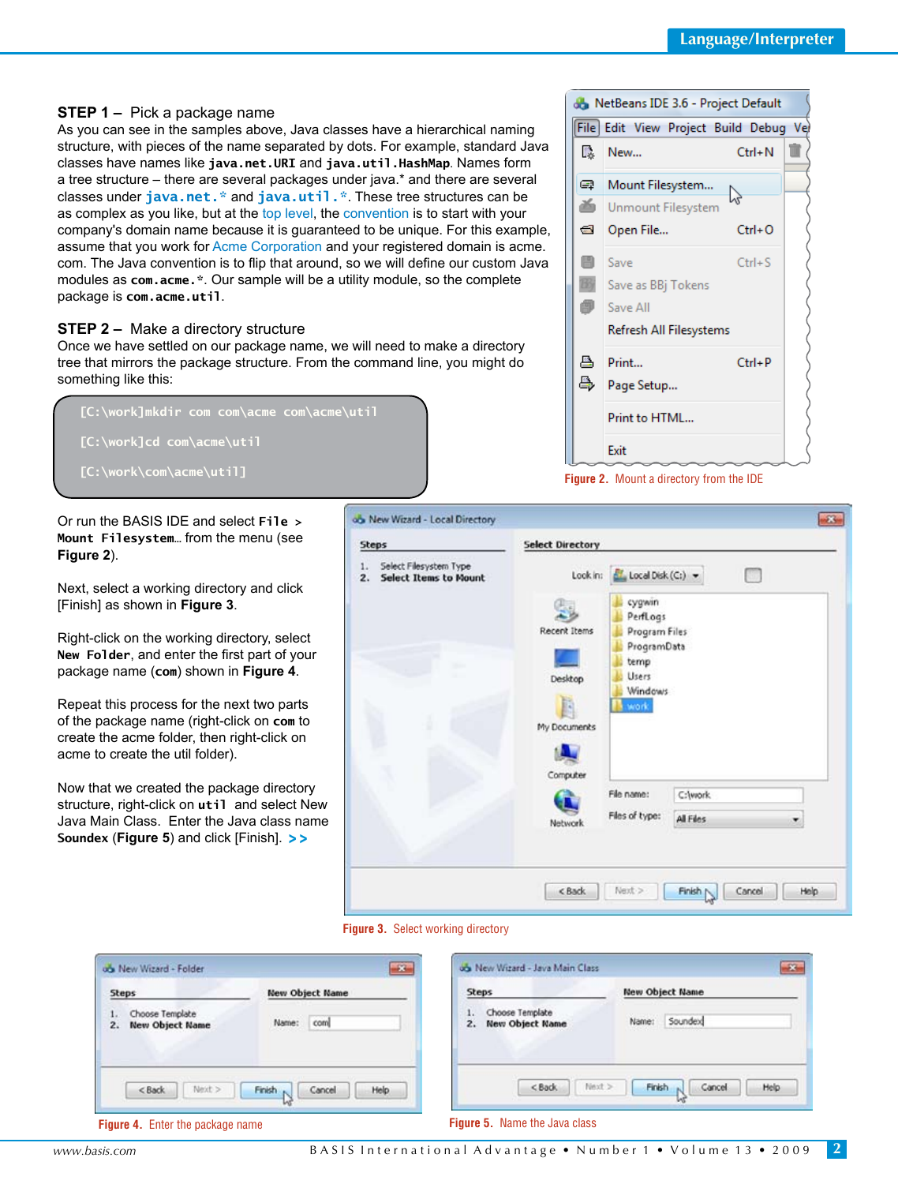**STEP 1 –** Pick a package name

As you can see in the samples above, Java classes have a hierarchical naming structure, with pieces of the name separated by dots. For example, standard Java classes have names like **java.net.URI** and **java.util.HashMap**. Names form a tree structure – there are several packages under java.* and there are several classes under **java.net.*** and **java.util.***. These tree structures can be as complex as you like, but at the top level, the convention is to start with your company's domain name because it is guaranteed to be unique. For this example, assume that you work for Acme Corporation and your registered domain is acme.com. The Java convention is to flip that around, so we will define our custom Java modules as **com.acme.***. Our sample will be a utility module, so the complete package is **com.acme.util**.

**STEP 2 –** Make a directory structure

Once we have settled on our package name, we will need to make a directory tree that mirrors the package structure. From the command line, you might do something like this:

```
[C:\work]mkdir com com\acme com\acme\util

[C:\work]cd com\acme\util

[C:\work\com\acme\util]
```

Or run the BASIS IDE and select **File > Mount Filesystem**... from the menu (see **Figure 2**).

Next, select a working directory and click [Finish] as shown in **Figure 3**.

Right-click on the working directory, select **New Folder**, and enter the first part of your package name (**com**) shown in **Figure 4**.

Repeat this process for the next two parts of the package name (right-click on **com** to create the acme folder, then right-click on acme to create the util folder).

Now that we created the package directory structure, right-click on **util** and select New Java Main Class. Enter the Java class name **Soundex** (**Figure 5**) and click [Finish]. **>>**

**Figure 2.** Mount a directory from the IDE

**Figure 3.** Select working directory

**Figure 4.** Enter the package name

**Figure 5.** Name the Java class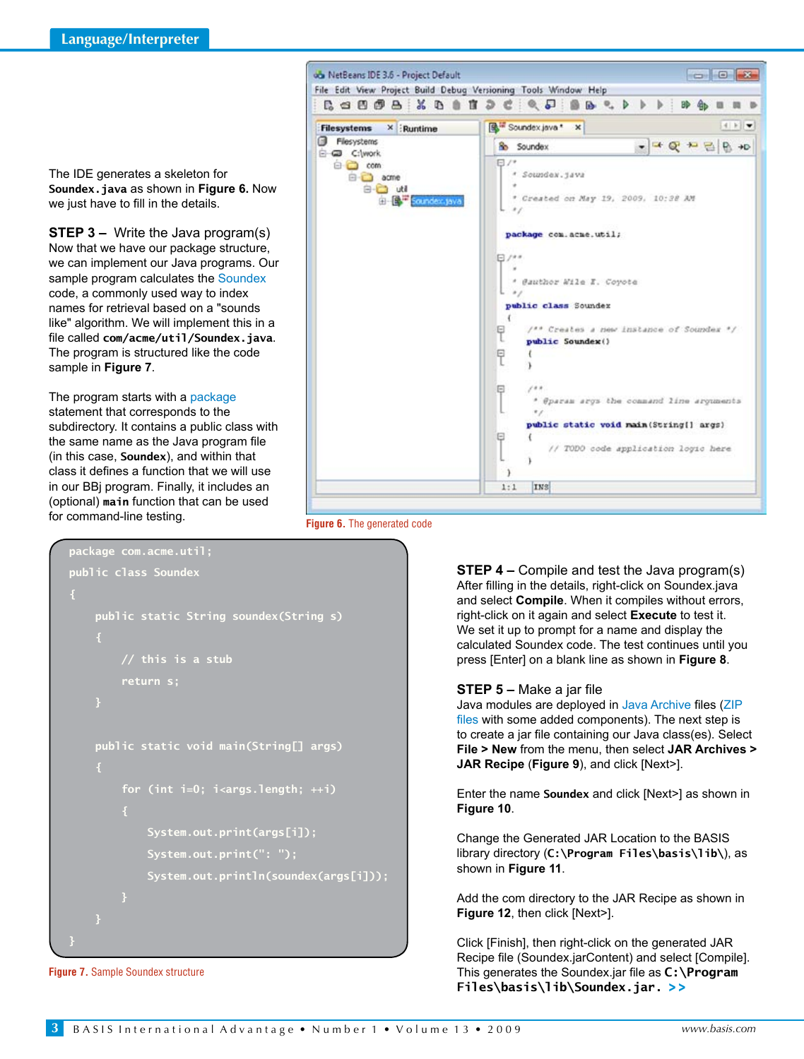The IDE generates a skeleton for **Soundex.java** as shown in **Figure 6.** Now we just have to fill in the details.

**STEP 3 –** Write the Java program(s)
Now that we have our package structure, we can implement our Java programs. Our sample program calculates the Soundex code, a commonly used way to index names for retrieval based on a "sounds like" algorithm. We will implement this in a file called **com/acme/util/Soundex.java**. The program is structured like the code sample in **Figure 7**.

The program starts with a package statement that corresponds to the subdirectory. It contains a public class with the same name as the Java program file (in this case, **Soundex**), and within that class it defines a function that we will use in our BBj program. Finally, it includes an (optional) **main** function that can be used for command-line testing.

Figure 6. The generated code

```
package com.acme.util;
public class Soundex
{
    public static String soundex(String s)
    {
        // this is a stub
        return s;
    }

    public static void main(String[] args)
    {
        for (int i=0; i<args.length; ++i)
        {
            System.out.print(args[i]);
            System.out.print(": ");
            System.out.println(soundex(args[i]));
        }
    }
}
```

Figure 7. Sample Soundex structure

**STEP 4 –** Compile and test the Java program(s)
After filling in the details, right-click on Soundex.java and select **Compile**. When it compiles without errors, right-click on it again and select **Execute** to test it. We set it up to prompt for a name and display the calculated Soundex code. The test continues until you press [Enter] on a blank line as shown in **Figure 8**.

**STEP 5 –** Make a jar file
Java modules are deployed in Java Archive files (ZIP files with some added components). The next step is to create a jar file containing our Java class(es). Select **File > New** from the menu, then select **JAR Archives > JAR Recipe** (**Figure 9**), and click [Next>].

Enter the name **Soundex** and click [Next>] as shown in **Figure 10**.

Change the Generated JAR Location to the BASIS library directory (**C:\Program Files\basis\lib\**), as shown in **Figure 11**.

Add the com directory to the JAR Recipe as shown in **Figure 12**, then click [Next>].

Click [Finish], then right-click on the generated JAR Recipe file (Soundex.jarContent) and select [Compile]. This generates the Soundex.jar file as **C:\Program Files\basis\lib\Soundex.jar.** **>>**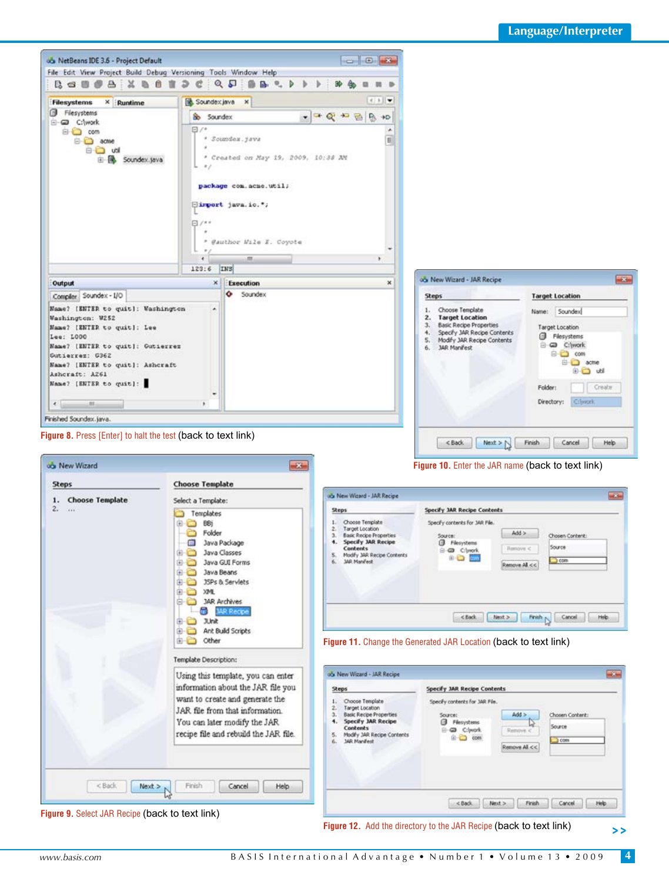**Figure 8.** Press [Enter] to halt the test (back to text link)

**Figure 10.** Enter the JAR name (back to text link)

**Figure 9.** Select JAR Recipe (back to text link)

**Figure 11.** Change the Generated JAR Location (back to text link)

**Figure 12.** Add the directory to the JAR Recipe (back to text link)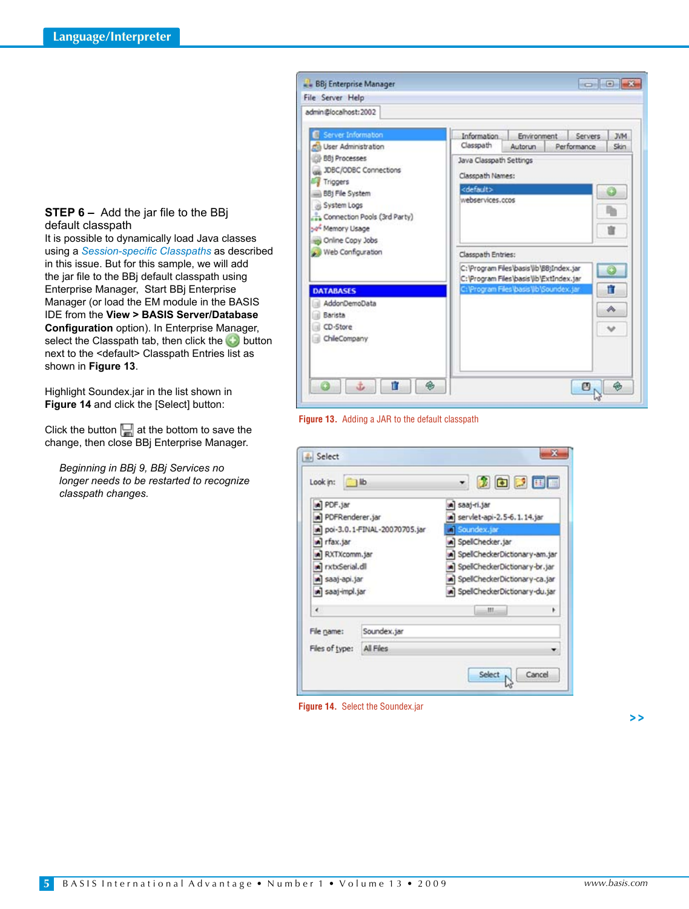**STEP 6 –** Add the jar file to the BBj default classpath

It is possible to dynamically load Java classes using a *Session-specific Classpaths* as described in this issue. But for this sample, we will add the jar file to the BBj default classpath using Enterprise Manager, Start BBj Enterprise Manager (or load the EM module in the BASIS IDE from the **View > BASIS Server/Database Configuration** option). In Enterprise Manager, select the Classpath tab, then click the button next to the <default> Classpath Entries list as shown in **Figure 13**.

Highlight Soundex.jar in the list shown in **Figure 14** and click the [Select] button:

Click the button at the bottom to save the change, then close BBj Enterprise Manager.

> *Beginning in BBj 9, BBj Services no longer needs to be restarted to recognize classpath changes.*

**Figure 13.** Adding a JAR to the default classpath

**Figure 14.** Select the Soundex.jar

>>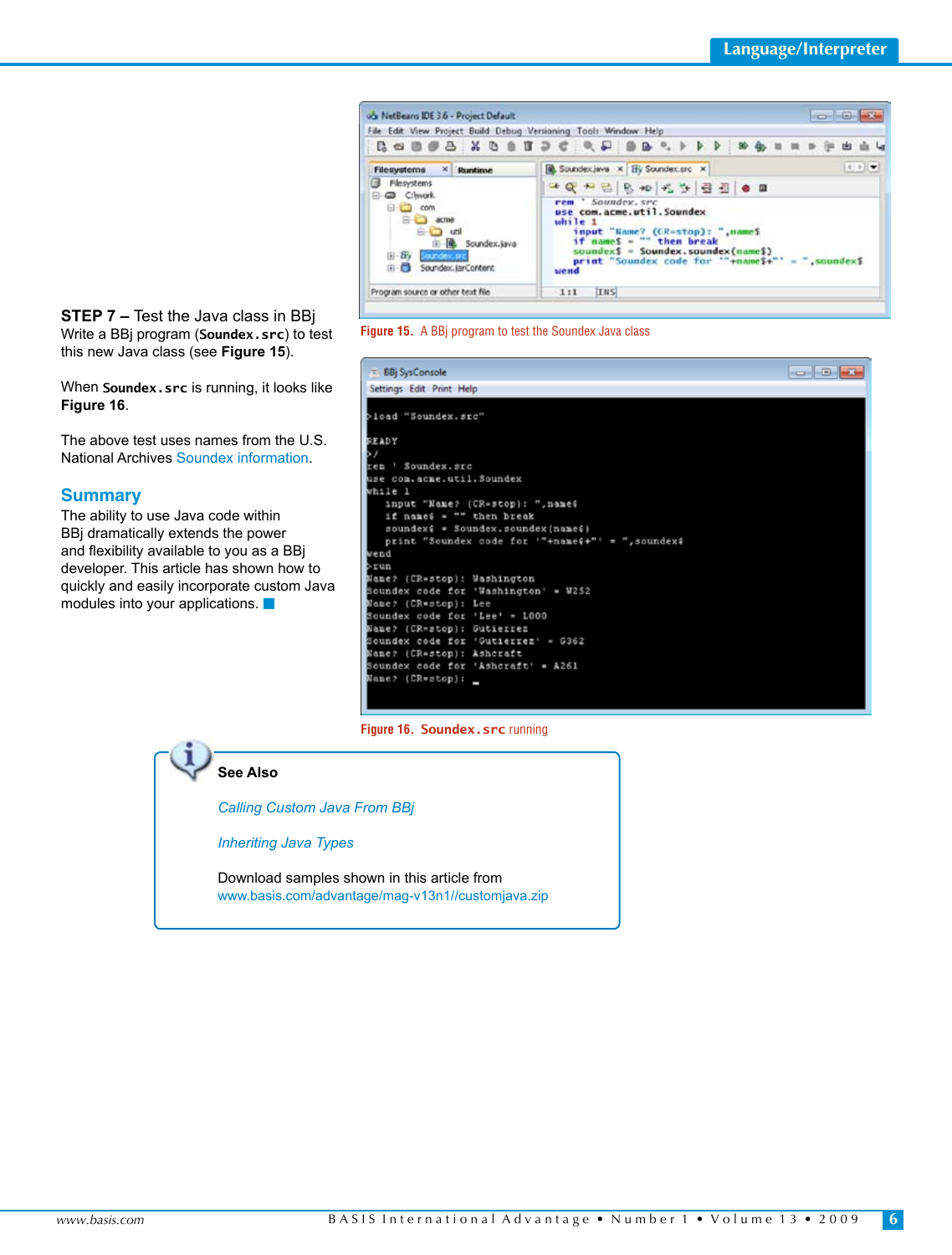**STEP 7 –** Test the Java class in BBj

Write a BBj program (**`Soundex.src`**) to test this new Java class (see **Figure 15**).

When **`Soundex.src`** is running, it looks like **Figure 16**.

The above test uses names from the U.S. National Archives Soundex information.

## Summary

The ability to use Java code within BBj dramatically extends the power and flexibility available to you as a BBj developer. This article has shown how to quickly and easily incorporate custom Java modules into your applications.

```
rem ' Soundex.src
use com.acme.util.Soundex
while 1
    input "Name? (CR=stop): ",name$
    if name$ = "" then break
    soundex$ = Soundex.soundex(name$)
    print "Soundex code for '"+name$+"' = ",soundex$
wend
```

Figure 15. A BBj program to test the Soundex Java class

```
>load "Soundex.src"

READY
>/
rem ' Soundex.src
use com.acme.util.Soundex
while 1
  input "Name? (CR=stop): ",name$
  if name$ = "" then break
  soundex$ = Soundex.soundex(name$)
  print "Soundex code for '"+name$+"' = ",soundex$
wend
>run
Name? (CR=stop): Washington
Soundex code for 'Washington' = W252
Name? (CR=stop): Lee
Soundex code for 'Lee' = L000
Name? (CR=stop): Gutierrez
Soundex code for 'Gutierrez' = G362
Name? (CR=stop): Ashcraft
Soundex code for 'Ashcraft' = A261
Name? (CR=stop): _
```

Figure 16. **`Soundex.src`** running

**See Also**

*Calling Custom Java From BBj*

*Inheriting Java Types*

Download samples shown in this article from
www.basis.com/advantage/mag-v13n1//customjava.zip